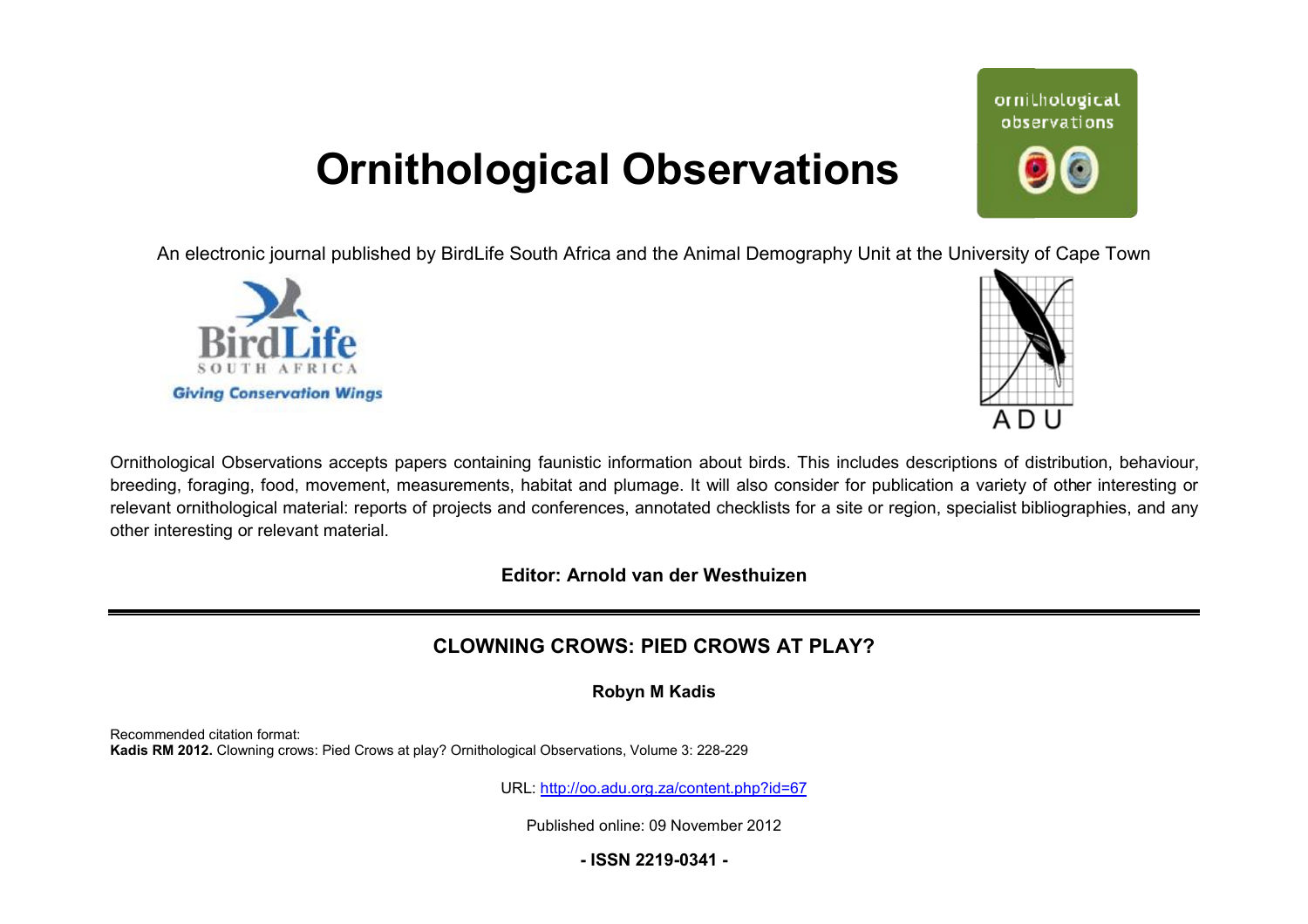# Ornithological Observations

An electronic journal published by BirdLife South Africa and the Animal Demography Unit at the University of Cape Town

Ornithological Observations accepts papers containing faunistic information about birds. This includes descriptions of distribution, behaviour, breeding, foraging, food, movement, measurements, habitat and plumage. It will also consider for publication a variety of other interesting or relevant ornithological material: reports of projects and conferences, annotated checklists for a site or region, specialist bibliographies, and any other interesting or relevant material.

**Editor: Arnold van der Westhuizen**

## CLOWNING CROWS: PIED CROWS AT PLAY?

**Robyn M Kadis**

Recommended citation format:
**Kadis RM 2012.** Clowning crows: Pied Crows at play? Ornithological Observations, Volume 3: 228-229

URL: http://oo.adu.org.za/content.php?id=67

Published online: 09 November 2012

**- ISSN 2219-0341 -**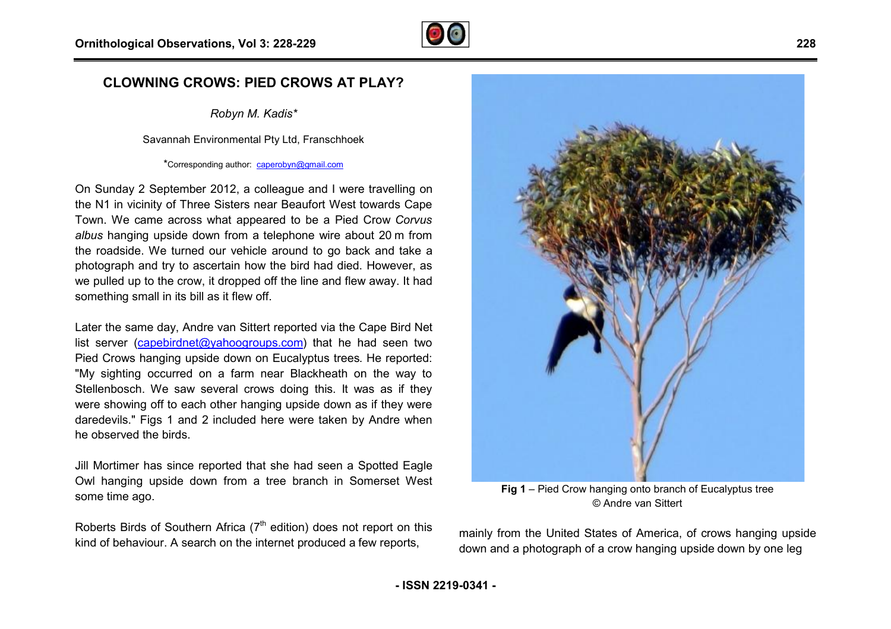# CLOWNING CROWS: PIED CROWS AT PLAY?

*Robyn M. Kadis**

Savannah Environmental Pty Ltd, Franschhoek

*Corresponding author: caperobyn@gmail.com

On Sunday 2 September 2012, a colleague and I were travelling on the N1 in vicinity of Three Sisters near Beaufort West towards Cape Town. We came across what appeared to be a Pied Crow *Corvus albus* hanging upside down from a telephone wire about 20 m from the roadside. We turned our vehicle around to go back and take a photograph and try to ascertain how the bird had died. However, as we pulled up to the crow, it dropped off the line and flew away. It had something small in its bill as it flew off.

Later the same day, Andre van Sittert reported via the Cape Bird Net list server (capebirdnet@yahoogroups.com) that he had seen two Pied Crows hanging upside down on Eucalyptus trees. He reported: "My sighting occurred on a farm near Blackheath on the way to Stellenbosch. We saw several crows doing this. It was as if they were showing off to each other hanging upside down as if they were daredevils." Figs 1 and 2 included here were taken by Andre when he observed the birds.

Jill Mortimer has since reported that she had seen a Spotted Eagle Owl hanging upside down from a tree branch in Somerset West some time ago.

Roberts Birds of Southern Africa (7th edition) does not report on this kind of behaviour. A search on the internet produced a few reports, mainly from the United States of America, of crows hanging upside down and a photograph of a crow hanging upside down by one leg

**Fig 1** – Pied Crow hanging onto branch of Eucalyptus tree © Andre van Sittert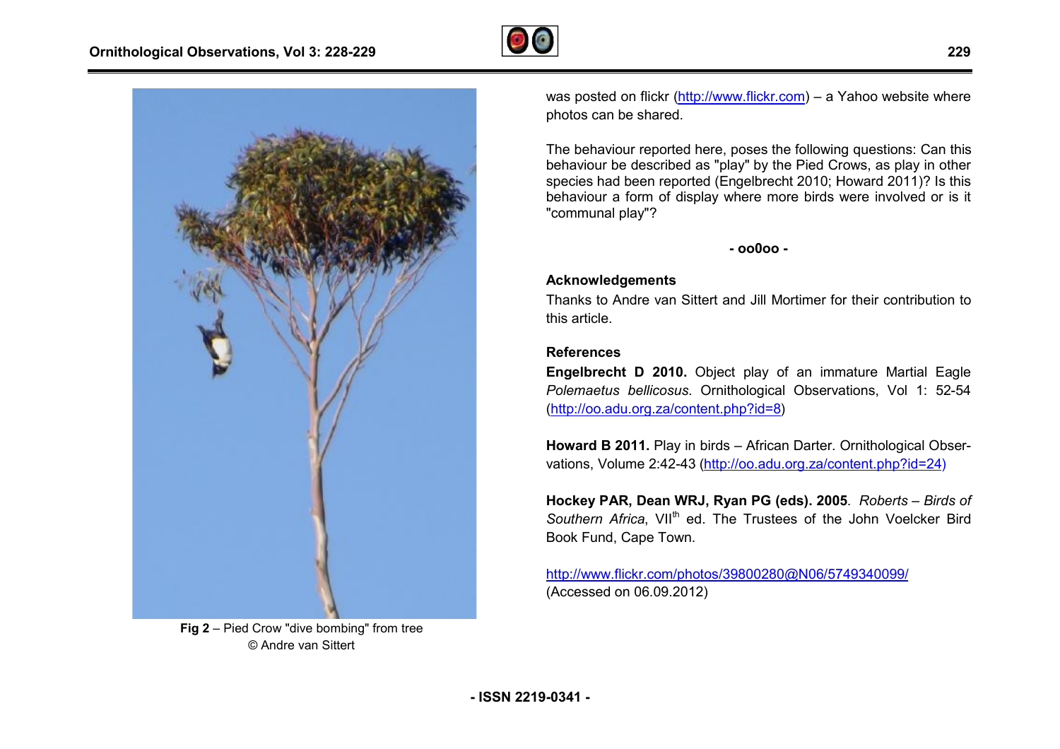Fig 2 – Pied Crow "dive bombing" from tree
© Andre van Sittert

was posted on flickr (http://www.flickr.com) – a Yahoo website where photos can be shared.

The behaviour reported here, poses the following questions: Can this behaviour be described as "play" by the Pied Crows, as play in other species had been reported (Engelbrecht 2010; Howard 2011)? Is this behaviour a form of display where more birds were involved or is it "communal play"?

- oo0oo -

## Acknowledgements

Thanks to Andre van Sittert and Jill Mortimer for their contribution to this article.

## References

**Engelbrecht D 2010.** Object play of an immature Martial Eagle *Polemaetus bellicosus*. Ornithological Observations, Vol 1: 52-54 (http://oo.adu.org.za/content.php?id=8)

**Howard B 2011.** Play in birds – African Darter. Ornithological Observations, Volume 2:42-43 (http://oo.adu.org.za/content.php?id=24)

**Hockey PAR, Dean WRJ, Ryan PG (eds). 2005**. *Roberts – Birds of Southern Africa*, VII$^{th}$ ed. The Trustees of the John Voelcker Bird Book Fund, Cape Town.

http://www.flickr.com/photos/39800280@N06/5749340099/
(Accessed on 06.09.2012)

- ISSN 2219-0341 -